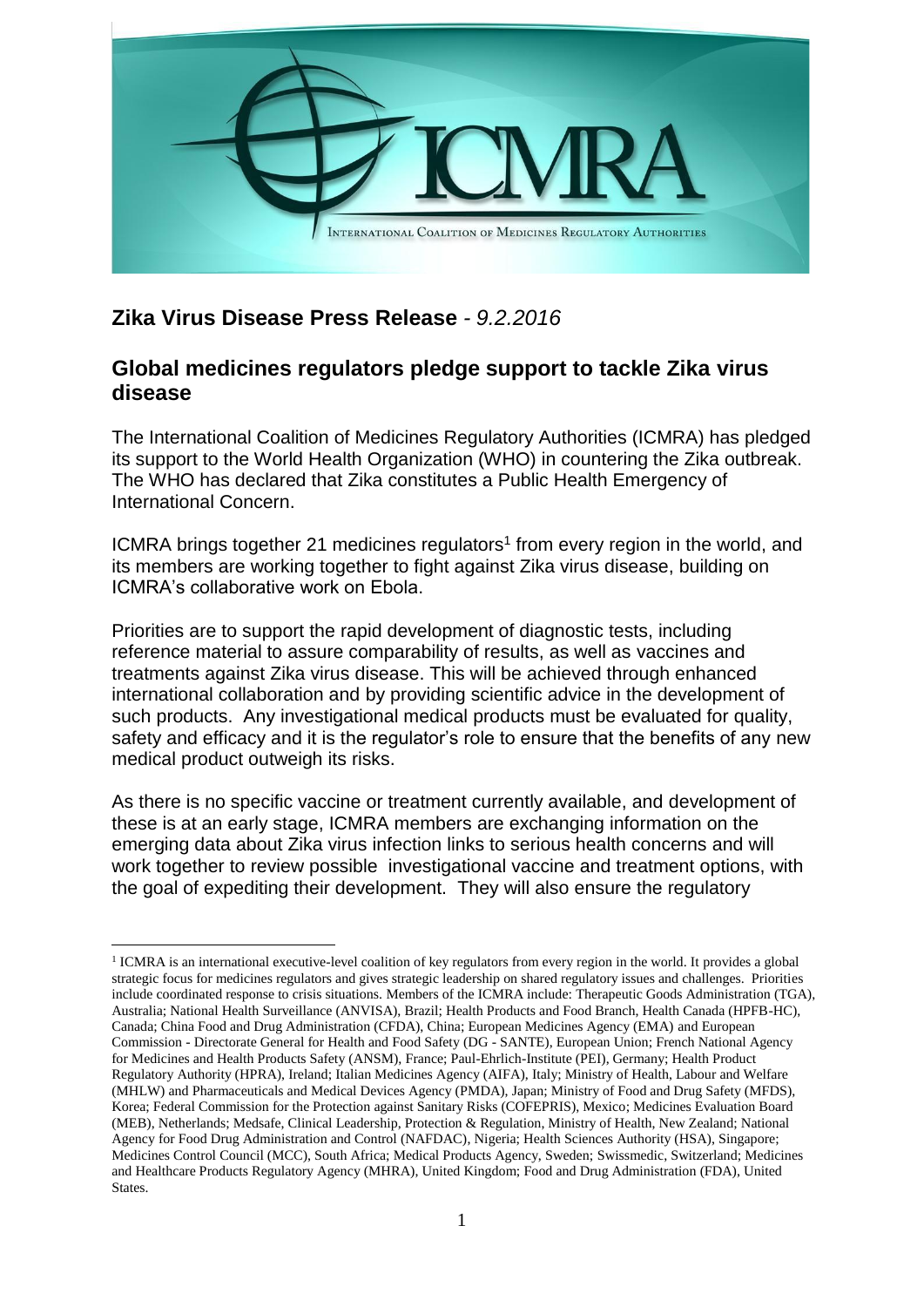## Zika Virus Disease Press Release - *9.2.2016*

## Global medicines regulators pledge support to tackle Zika virus disease

The International Coalition of Medicines Regulatory Authorities (ICMRA) has pledged its support to the World Health Organization (WHO) in countering the Zika outbreak. The WHO has declared that Zika constitutes a Public Health Emergency of International Concern.

ICMRA brings together 21 medicines regulators[1] from every region in the world, and its members are working together to fight against Zika virus disease, building on ICMRA's collaborative work on Ebola.

Priorities are to support the rapid development of diagnostic tests, including reference material to assure comparability of results, as well as vaccines and treatments against Zika virus disease. This will be achieved through enhanced international collaboration and by providing scientific advice in the development of such products. Any investigational medical products must be evaluated for quality, safety and efficacy and it is the regulator's role to ensure that the benefits of any new medical product outweigh its risks.

As there is no specific vaccine or treatment currently available, and development of these is at an early stage, ICMRA members are exchanging information on the emerging data about Zika virus infection links to serious health concerns and will work together to review possible investigational vaccine and treatment options, with the goal of expediting their development. They will also ensure the regulatory

---

[1] ICMRA is an international executive-level coalition of key regulators from every region in the world. It provides a global strategic focus for medicines regulators and gives strategic leadership on shared regulatory issues and challenges. Priorities include coordinated response to crisis situations. Members of the ICMRA include: Therapeutic Goods Administration (TGA), Australia; National Health Surveillance (ANVISA), Brazil; Health Products and Food Branch, Health Canada (HPFB-HC), Canada; China Food and Drug Administration (CFDA), China; European Medicines Agency (EMA) and European Commission - Directorate General for Health and Food Safety (DG - SANTE), European Union; French National Agency for Medicines and Health Products Safety (ANSM), France; Paul-Ehrlich-Institute (PEI), Germany; Health Product Regulatory Authority (HPRA), Ireland; Italian Medicines Agency (AIFA), Italy; Ministry of Health, Labour and Welfare (MHLW) and Pharmaceuticals and Medical Devices Agency (PMDA), Japan; Ministry of Food and Drug Safety (MFDS), Korea; Federal Commission for the Protection against Sanitary Risks (COFEPRIS), Mexico; Medicines Evaluation Board (MEB), Netherlands; Medsafe, Clinical Leadership, Protection & Regulation, Ministry of Health, New Zealand; National Agency for Food Drug Administration and Control (NAFDAC), Nigeria; Health Sciences Authority (HSA), Singapore; Medicines Control Council (MCC), South Africa; Medical Products Agency, Sweden; Swissmedic, Switzerland; Medicines and Healthcare Products Regulatory Agency (MHRA), United Kingdom; Food and Drug Administration (FDA), United States.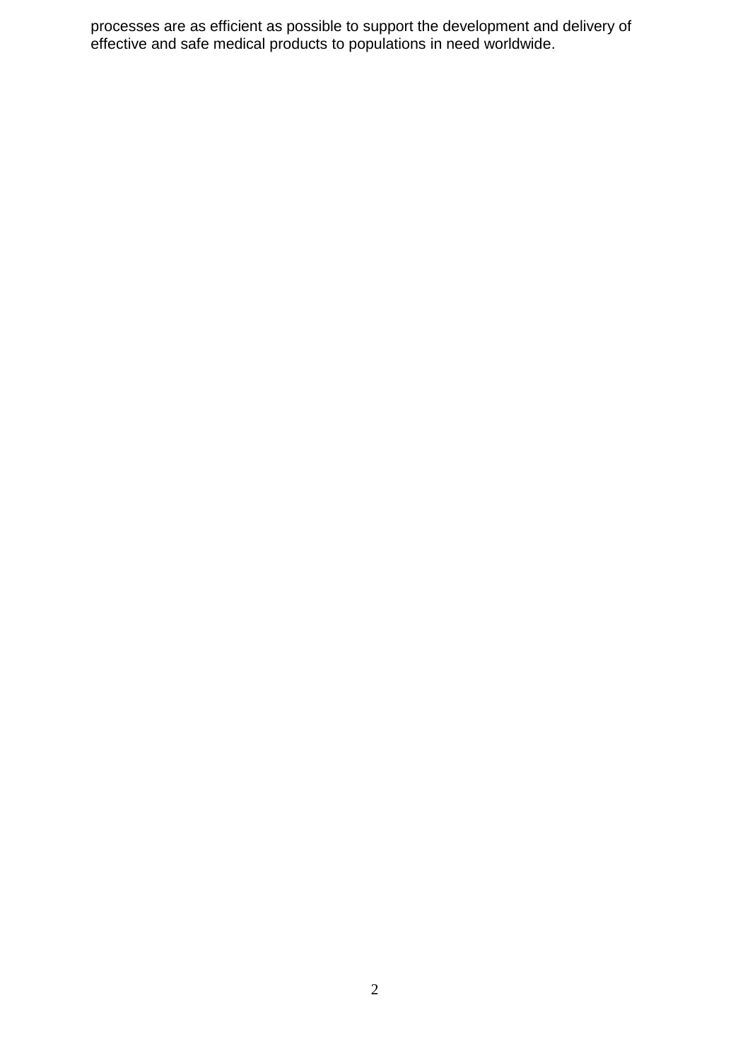processes are as efficient as possible to support the development and delivery of effective and safe medical products to populations in need worldwide.